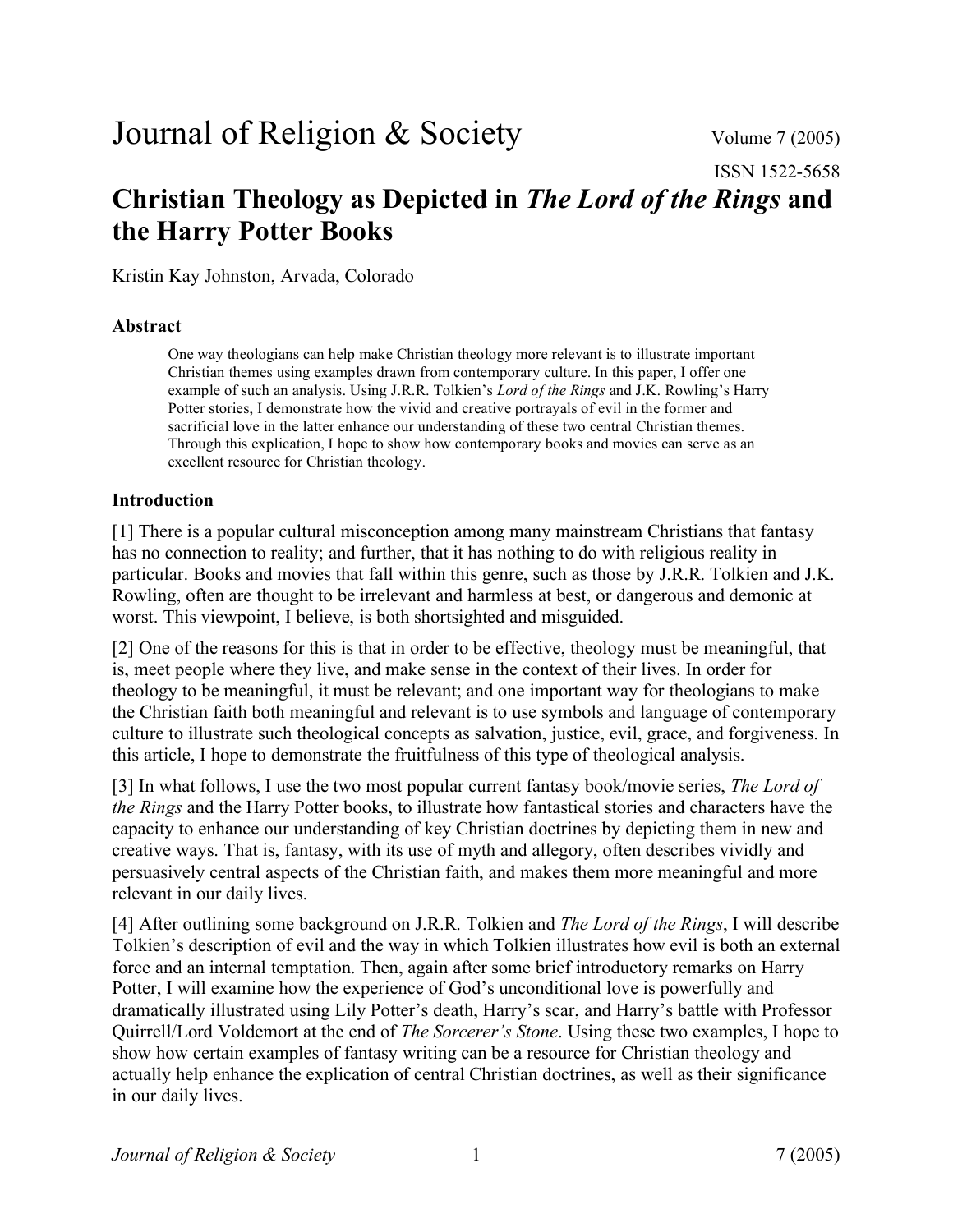# Journal of Religion & Society

Volume 7 (2005)

ISSN 1522-5658

## Christian Theology as Depicted in *The Lord of the Rings* and the Harry Potter Books

Kristin Kay Johnston, Arvada, Colorado

### Abstract

One way theologians can help make Christian theology more relevant is to illustrate important Christian themes using examples drawn from contemporary culture. In this paper, I offer one example of such an analysis. Using J.R.R. Tolkien's *Lord of the Rings* and J.K. Rowling's Harry Potter stories, I demonstrate how the vivid and creative portrayals of evil in the former and sacrificial love in the latter enhance our understanding of these two central Christian themes. Through this explication, I hope to show how contemporary books and movies can serve as an excellent resource for Christian theology.

### Introduction

[1] There is a popular cultural misconception among many mainstream Christians that fantasy has no connection to reality; and further, that it has nothing to do with religious reality in particular. Books and movies that fall within this genre, such as those by J.R.R. Tolkien and J.K. Rowling, often are thought to be irrelevant and harmless at best, or dangerous and demonic at worst. This viewpoint, I believe, is both shortsighted and misguided.

[2] One of the reasons for this is that in order to be effective, theology must be meaningful, that is, meet people where they live, and make sense in the context of their lives. In order for theology to be meaningful, it must be relevant; and one important way for theologians to make the Christian faith both meaningful and relevant is to use symbols and language of contemporary culture to illustrate such theological concepts as salvation, justice, evil, grace, and forgiveness. In this article, I hope to demonstrate the fruitfulness of this type of theological analysis.

[3] In what follows, I use the two most popular current fantasy book/movie series, *The Lord of the Rings* and the Harry Potter books, to illustrate how fantastical stories and characters have the capacity to enhance our understanding of key Christian doctrines by depicting them in new and creative ways. That is, fantasy, with its use of myth and allegory, often describes vividly and persuasively central aspects of the Christian faith, and makes them more meaningful and more relevant in our daily lives.

[4] After outlining some background on J.R.R. Tolkien and *The Lord of the Rings*, I will describe Tolkien's description of evil and the way in which Tolkien illustrates how evil is both an external force and an internal temptation. Then, again after some brief introductory remarks on Harry Potter, I will examine how the experience of God's unconditional love is powerfully and dramatically illustrated using Lily Potter's death, Harry's scar, and Harry's battle with Professor Quirrell/Lord Voldemort at the end of *The Sorcerer's Stone*. Using these two examples, I hope to show how certain examples of fantasy writing can be a resource for Christian theology and actually help enhance the explication of central Christian doctrines, as well as their significance in our daily lives.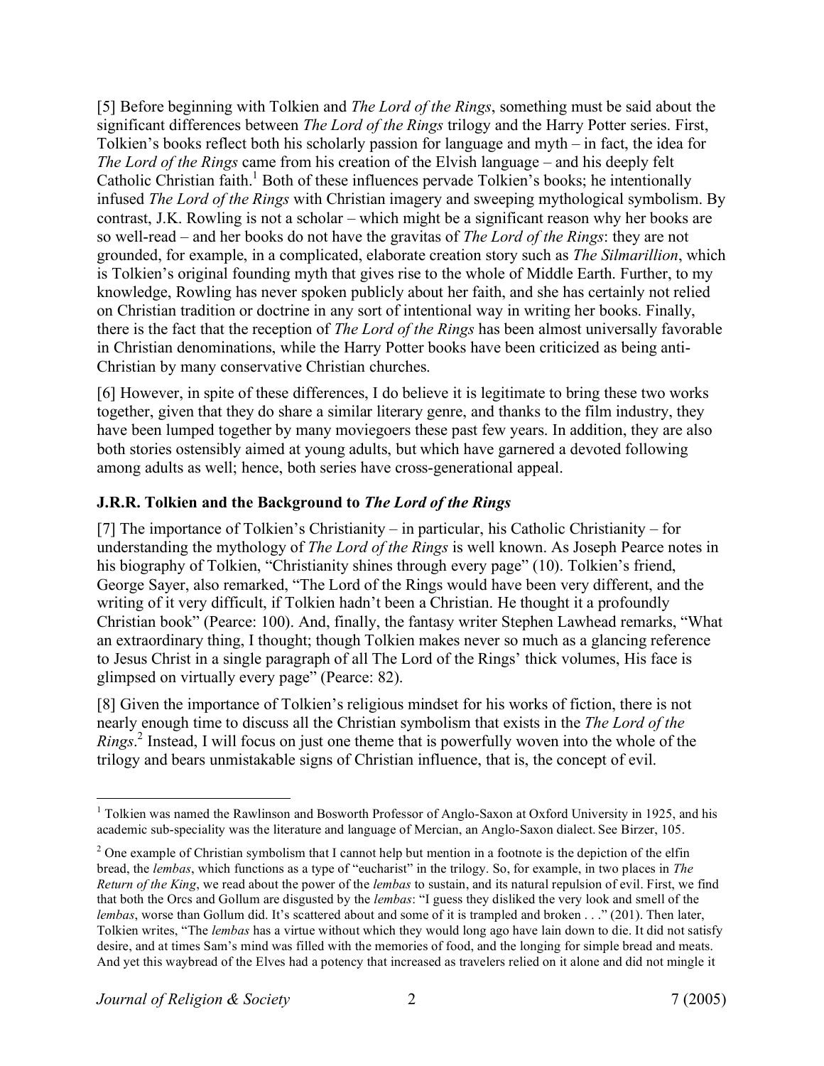[5] Before beginning with Tolkien and *The Lord of the Rings*, something must be said about the significant differences between *The Lord of the Rings* trilogy and the Harry Potter series. First, Tolkien's books reflect both his scholarly passion for language and myth – in fact, the idea for *The Lord of the Rings* came from his creation of the Elvish language – and his deeply felt Catholic Christian faith.[1] Both of these influences pervade Tolkien's books; he intentionally infused *The Lord of the Rings* with Christian imagery and sweeping mythological symbolism. By contrast, J.K. Rowling is not a scholar – which might be a significant reason why her books are so well-read – and her books do not have the gravitas of *The Lord of the Rings*: they are not grounded, for example, in a complicated, elaborate creation story such as *The Silmarillion*, which is Tolkien's original founding myth that gives rise to the whole of Middle Earth. Further, to my knowledge, Rowling has never spoken publicly about her faith, and she has certainly not relied on Christian tradition or doctrine in any sort of intentional way in writing her books. Finally, there is the fact that the reception of *The Lord of the Rings* has been almost universally favorable in Christian denominations, while the Harry Potter books have been criticized as being anti-Christian by many conservative Christian churches.

[6] However, in spite of these differences, I do believe it is legitimate to bring these two works together, given that they do share a similar literary genre, and thanks to the film industry, they have been lumped together by many moviegoers these past few years. In addition, they are also both stories ostensibly aimed at young adults, but which have garnered a devoted following among adults as well; hence, both series have cross-generational appeal.

### J.R.R. Tolkien and the Background to *The Lord of the Rings*

[7] The importance of Tolkien's Christianity – in particular, his Catholic Christianity – for understanding the mythology of *The Lord of the Rings* is well known. As Joseph Pearce notes in his biography of Tolkien, "Christianity shines through every page" (10). Tolkien's friend, George Sayer, also remarked, "The Lord of the Rings would have been very different, and the writing of it very difficult, if Tolkien hadn't been a Christian. He thought it a profoundly Christian book" (Pearce: 100). And, finally, the fantasy writer Stephen Lawhead remarks, "What an extraordinary thing, I thought; though Tolkien makes never so much as a glancing reference to Jesus Christ in a single paragraph of all The Lord of the Rings' thick volumes, His face is glimpsed on virtually every page" (Pearce: 82).

[8] Given the importance of Tolkien's religious mindset for his works of fiction, there is not nearly enough time to discuss all the Christian symbolism that exists in the *The Lord of the Rings*.[2] Instead, I will focus on just one theme that is powerfully woven into the whole of the trilogy and bears unmistakable signs of Christian influence, that is, the concept of evil.

---

[1] Tolkien was named the Rawlinson and Bosworth Professor of Anglo-Saxon at Oxford University in 1925, and his academic sub-speciality was the literature and language of Mercian, an Anglo-Saxon dialect. See Birzer, 105.

[2] One example of Christian symbolism that I cannot help but mention in a footnote is the depiction of the elfin bread, the *lembas*, which functions as a type of "eucharist" in the trilogy. So, for example, in two places in *The Return of the King*, we read about the power of the *lembas* to sustain, and its natural repulsion of evil. First, we find that both the Orcs and Gollum are disgusted by the *lembas*: "I guess they disliked the very look and smell of the *lembas*, worse than Gollum did. It's scattered about and some of it is trampled and broken . . ." (201). Then later, Tolkien writes, "The *lembas* has a virtue without which they would long ago have lain down to die. It did not satisfy desire, and at times Sam's mind was filled with the memories of food, and the longing for simple bread and meats. And yet this waybread of the Elves had a potency that increased as travelers relied on it alone and did not mingle it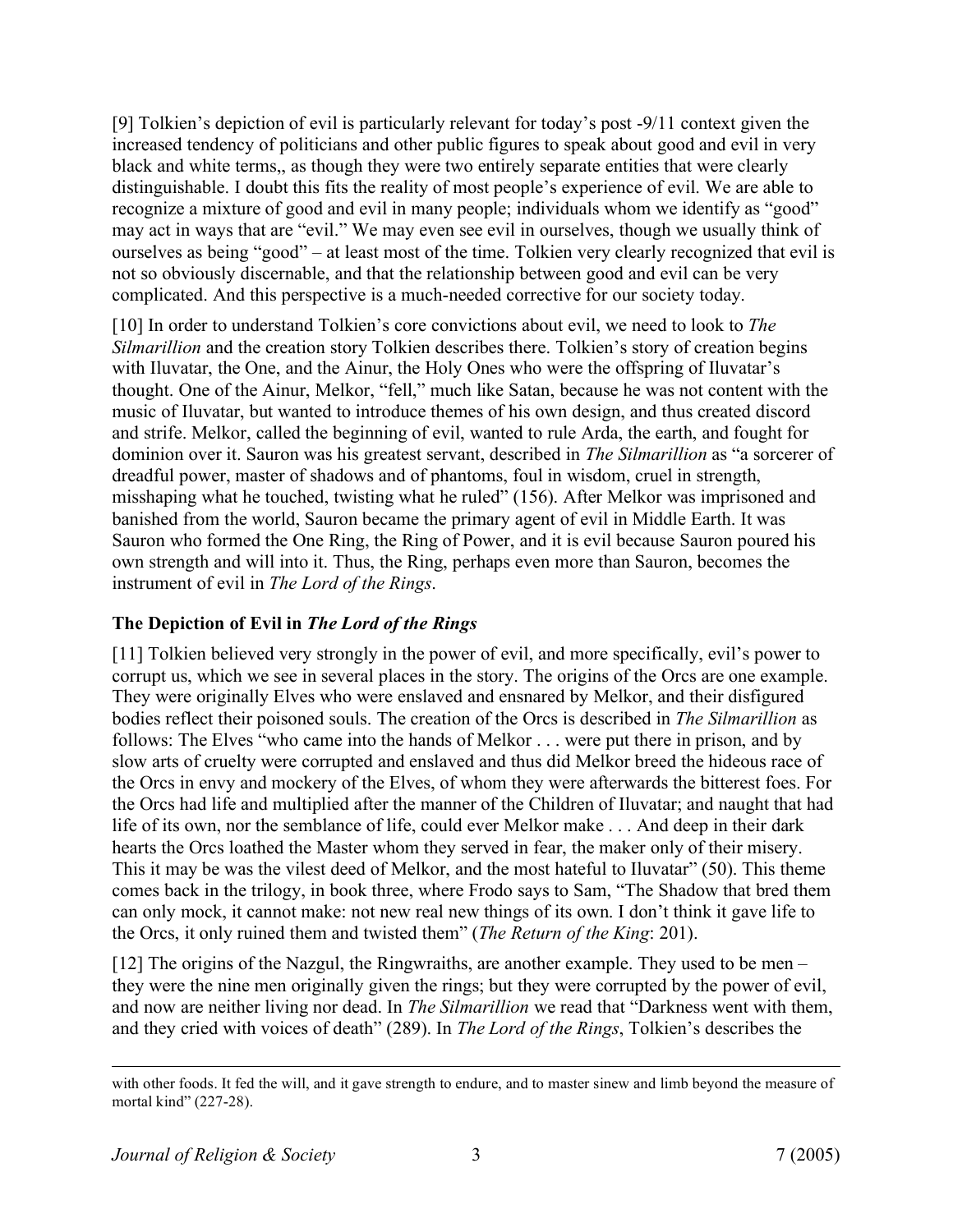[9] Tolkien's depiction of evil is particularly relevant for today's post -9/11 context given the increased tendency of politicians and other public figures to speak about good and evil in very black and white terms,, as though they were two entirely separate entities that were clearly distinguishable. I doubt this fits the reality of most people's experience of evil. We are able to recognize a mixture of good and evil in many people; individuals whom we identify as "good" may act in ways that are "evil." We may even see evil in ourselves, though we usually think of ourselves as being "good" – at least most of the time. Tolkien very clearly recognized that evil is not so obviously discernable, and that the relationship between good and evil can be very complicated. And this perspective is a much-needed corrective for our society today.

[10] In order to understand Tolkien's core convictions about evil, we need to look to *The Silmarillion* and the creation story Tolkien describes there. Tolkien's story of creation begins with Iluvatar, the One, and the Ainur, the Holy Ones who were the offspring of Iluvatar's thought. One of the Ainur, Melkor, "fell," much like Satan, because he was not content with the music of Iluvatar, but wanted to introduce themes of his own design, and thus created discord and strife. Melkor, called the beginning of evil, wanted to rule Arda, the earth, and fought for dominion over it. Sauron was his greatest servant, described in *The Silmarillion* as "a sorcerer of dreadful power, master of shadows and of phantoms, foul in wisdom, cruel in strength, misshaping what he touched, twisting what he ruled" (156). After Melkor was imprisoned and banished from the world, Sauron became the primary agent of evil in Middle Earth. It was Sauron who formed the One Ring, the Ring of Power, and it is evil because Sauron poured his own strength and will into it. Thus, the Ring, perhaps even more than Sauron, becomes the instrument of evil in *The Lord of the Rings*.

### The Depiction of Evil in *The Lord of the Rings*

[11] Tolkien believed very strongly in the power of evil, and more specifically, evil's power to corrupt us, which we see in several places in the story. The origins of the Orcs are one example. They were originally Elves who were enslaved and ensnared by Melkor, and their disfigured bodies reflect their poisoned souls. The creation of the Orcs is described in *The Silmarillion* as follows: The Elves "who came into the hands of Melkor . . . were put there in prison, and by slow arts of cruelty were corrupted and enslaved and thus did Melkor breed the hideous race of the Orcs in envy and mockery of the Elves, of whom they were afterwards the bitterest foes. For the Orcs had life and multiplied after the manner of the Children of Iluvatar; and naught that had life of its own, nor the semblance of life, could ever Melkor make . . . And deep in their dark hearts the Orcs loathed the Master whom they served in fear, the maker only of their misery. This it may be was the vilest deed of Melkor, and the most hateful to Iluvatar" (50). This theme comes back in the trilogy, in book three, where Frodo says to Sam, "The Shadow that bred them can only mock, it cannot make: not new real new things of its own. I don't think it gave life to the Orcs, it only ruined them and twisted them" (*The Return of the King*: 201).

[12] The origins of the Nazgul, the Ringwraiths, are another example. They used to be men – they were the nine men originally given the rings; but they were corrupted by the power of evil, and now are neither living nor dead. In *The Silmarillion* we read that "Darkness went with them, and they cried with voices of death" (289). In *The Lord of the Rings*, Tolkien's describes the

---

with other foods. It fed the will, and it gave strength to endure, and to master sinew and limb beyond the measure of mortal kind" (227-28).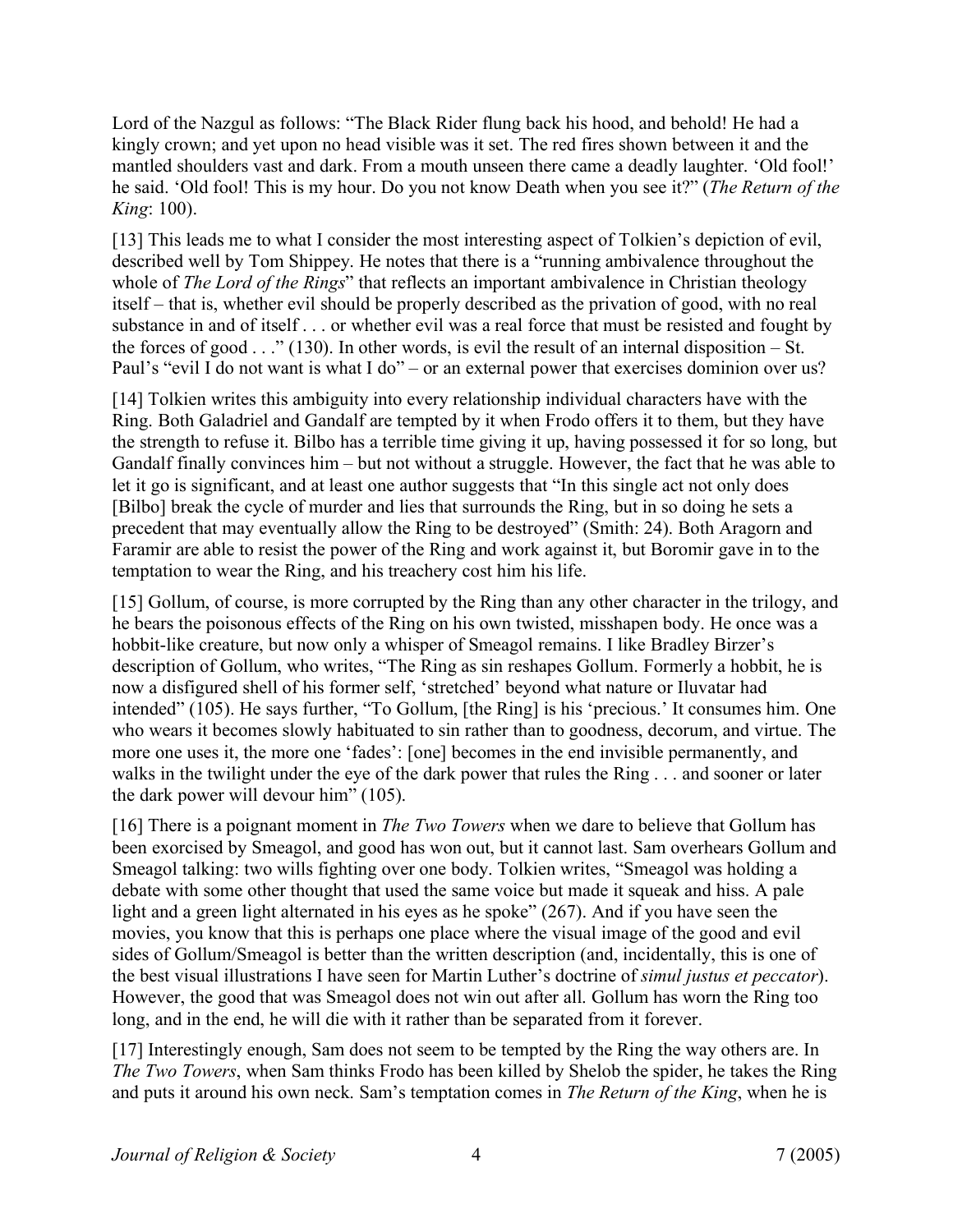Lord of the Nazgul as follows: "The Black Rider flung back his hood, and behold! He had a kingly crown; and yet upon no head visible was it set. The red fires shown between it and the mantled shoulders vast and dark. From a mouth unseen there came a deadly laughter. 'Old fool!' he said. 'Old fool! This is my hour. Do you not know Death when you see it?" (*The Return of the King*: 100).

[13] This leads me to what I consider the most interesting aspect of Tolkien's depiction of evil, described well by Tom Shippey. He notes that there is a "running ambivalence throughout the whole of *The Lord of the Rings*" that reflects an important ambivalence in Christian theology itself – that is, whether evil should be properly described as the privation of good, with no real substance in and of itself . . . or whether evil was a real force that must be resisted and fought by the forces of good . . ." (130). In other words, is evil the result of an internal disposition – St. Paul's "evil I do not want is what I do" – or an external power that exercises dominion over us?

[14] Tolkien writes this ambiguity into every relationship individual characters have with the Ring. Both Galadriel and Gandalf are tempted by it when Frodo offers it to them, but they have the strength to refuse it. Bilbo has a terrible time giving it up, having possessed it for so long, but Gandalf finally convinces him – but not without a struggle. However, the fact that he was able to let it go is significant, and at least one author suggests that "In this single act not only does [Bilbo] break the cycle of murder and lies that surrounds the Ring, but in so doing he sets a precedent that may eventually allow the Ring to be destroyed" (Smith: 24). Both Aragorn and Faramir are able to resist the power of the Ring and work against it, but Boromir gave in to the temptation to wear the Ring, and his treachery cost him his life.

[15] Gollum, of course, is more corrupted by the Ring than any other character in the trilogy, and he bears the poisonous effects of the Ring on his own twisted, misshapen body. He once was a hobbit-like creature, but now only a whisper of Smeagol remains. I like Bradley Birzer's description of Gollum, who writes, "The Ring as sin reshapes Gollum. Formerly a hobbit, he is now a disfigured shell of his former self, 'stretched' beyond what nature or Iluvatar had intended" (105). He says further, "To Gollum, [the Ring] is his 'precious.' It consumes him. One who wears it becomes slowly habituated to sin rather than to goodness, decorum, and virtue. The more one uses it, the more one 'fades': [one] becomes in the end invisible permanently, and walks in the twilight under the eye of the dark power that rules the Ring . . . and sooner or later the dark power will devour him" (105).

[16] There is a poignant moment in *The Two Towers* when we dare to believe that Gollum has been exorcised by Smeagol, and good has won out, but it cannot last. Sam overhears Gollum and Smeagol talking: two wills fighting over one body. Tolkien writes, "Smeagol was holding a debate with some other thought that used the same voice but made it squeak and hiss. A pale light and a green light alternated in his eyes as he spoke" (267). And if you have seen the movies, you know that this is perhaps one place where the visual image of the good and evil sides of Gollum/Smeagol is better than the written description (and, incidentally, this is one of the best visual illustrations I have seen for Martin Luther's doctrine of *simul justus et peccator*). However, the good that was Smeagol does not win out after all. Gollum has worn the Ring too long, and in the end, he will die with it rather than be separated from it forever.

[17] Interestingly enough, Sam does not seem to be tempted by the Ring the way others are. In *The Two Towers*, when Sam thinks Frodo has been killed by Shelob the spider, he takes the Ring and puts it around his own neck. Sam's temptation comes in *The Return of the King*, when he is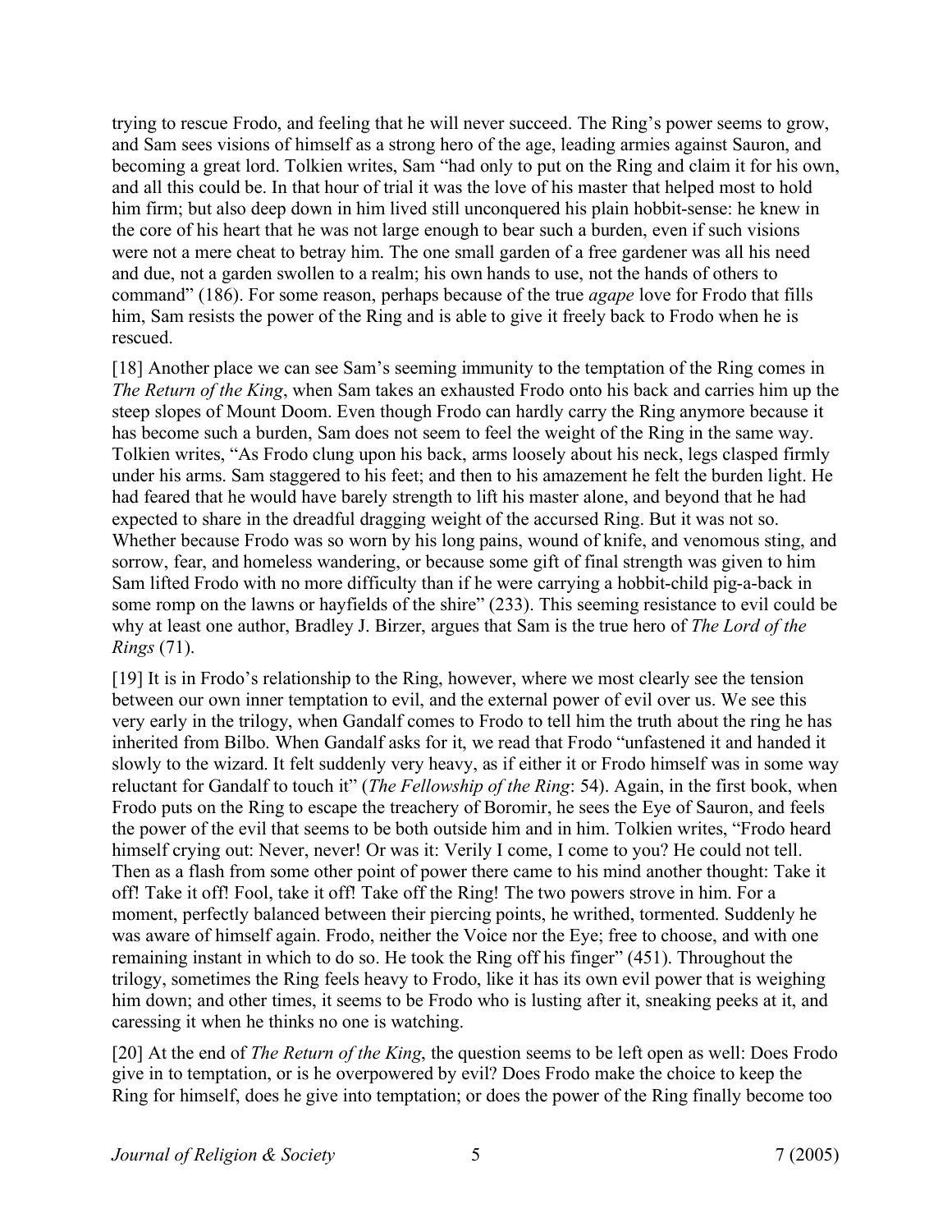trying to rescue Frodo, and feeling that he will never succeed. The Ring's power seems to grow, and Sam sees visions of himself as a strong hero of the age, leading armies against Sauron, and becoming a great lord. Tolkien writes, Sam "had only to put on the Ring and claim it for his own, and all this could be. In that hour of trial it was the love of his master that helped most to hold him firm; but also deep down in him lived still unconquered his plain hobbit-sense: he knew in the core of his heart that he was not large enough to bear such a burden, even if such visions were not a mere cheat to betray him. The one small garden of a free gardener was all his need and due, not a garden swollen to a realm; his own hands to use, not the hands of others to command" (186). For some reason, perhaps because of the true *agape* love for Frodo that fills him, Sam resists the power of the Ring and is able to give it freely back to Frodo when he is rescued.

[18] Another place we can see Sam's seeming immunity to the temptation of the Ring comes in *The Return of the King*, when Sam takes an exhausted Frodo onto his back and carries him up the steep slopes of Mount Doom. Even though Frodo can hardly carry the Ring anymore because it has become such a burden, Sam does not seem to feel the weight of the Ring in the same way. Tolkien writes, "As Frodo clung upon his back, arms loosely about his neck, legs clasped firmly under his arms. Sam staggered to his feet; and then to his amazement he felt the burden light. He had feared that he would have barely strength to lift his master alone, and beyond that he had expected to share in the dreadful dragging weight of the accursed Ring. But it was not so. Whether because Frodo was so worn by his long pains, wound of knife, and venomous sting, and sorrow, fear, and homeless wandering, or because some gift of final strength was given to him Sam lifted Frodo with no more difficulty than if he were carrying a hobbit-child pig-a-back in some romp on the lawns or hayfields of the shire" (233). This seeming resistance to evil could be why at least one author, Bradley J. Birzer, argues that Sam is the true hero of *The Lord of the Rings* (71).

[19] It is in Frodo's relationship to the Ring, however, where we most clearly see the tension between our own inner temptation to evil, and the external power of evil over us. We see this very early in the trilogy, when Gandalf comes to Frodo to tell him the truth about the ring he has inherited from Bilbo. When Gandalf asks for it, we read that Frodo "unfastened it and handed it slowly to the wizard. It felt suddenly very heavy, as if either it or Frodo himself was in some way reluctant for Gandalf to touch it" (*The Fellowship of the Ring*: 54). Again, in the first book, when Frodo puts on the Ring to escape the treachery of Boromir, he sees the Eye of Sauron, and feels the power of the evil that seems to be both outside him and in him. Tolkien writes, "Frodo heard himself crying out: Never, never! Or was it: Verily I come, I come to you? He could not tell. Then as a flash from some other point of power there came to his mind another thought: Take it off! Take it off! Fool, take it off! Take off the Ring! The two powers strove in him. For a moment, perfectly balanced between their piercing points, he writhed, tormented. Suddenly he was aware of himself again. Frodo, neither the Voice nor the Eye; free to choose, and with one remaining instant in which to do so. He took the Ring off his finger" (451). Throughout the trilogy, sometimes the Ring feels heavy to Frodo, like it has its own evil power that is weighing him down; and other times, it seems to be Frodo who is lusting after it, sneaking peeks at it, and caressing it when he thinks no one is watching.

[20] At the end of *The Return of the King*, the question seems to be left open as well: Does Frodo give in to temptation, or is he overpowered by evil? Does Frodo make the choice to keep the Ring for himself, does he give into temptation; or does the power of the Ring finally become too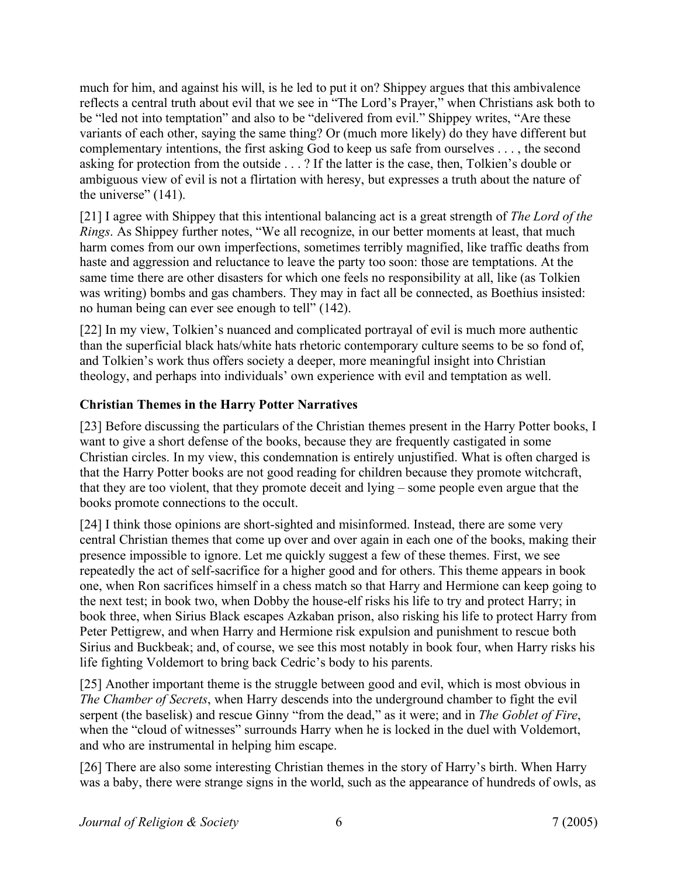much for him, and against his will, is he led to put it on? Shippey argues that this ambivalence reflects a central truth about evil that we see in "The Lord's Prayer," when Christians ask both to be "led not into temptation" and also to be "delivered from evil." Shippey writes, "Are these variants of each other, saying the same thing? Or (much more likely) do they have different but complementary intentions, the first asking God to keep us safe from ourselves . . . , the second asking for protection from the outside . . . ? If the latter is the case, then, Tolkien's double or ambiguous view of evil is not a flirtation with heresy, but expresses a truth about the nature of the universe" (141).

[21] I agree with Shippey that this intentional balancing act is a great strength of *The Lord of the Rings*. As Shippey further notes, "We all recognize, in our better moments at least, that much harm comes from our own imperfections, sometimes terribly magnified, like traffic deaths from haste and aggression and reluctance to leave the party too soon: those are temptations. At the same time there are other disasters for which one feels no responsibility at all, like (as Tolkien was writing) bombs and gas chambers. They may in fact all be connected, as Boethius insisted: no human being can ever see enough to tell" (142).

[22] In my view, Tolkien's nuanced and complicated portrayal of evil is much more authentic than the superficial black hats/white hats rhetoric contemporary culture seems to be so fond of, and Tolkien's work thus offers society a deeper, more meaningful insight into Christian theology, and perhaps into individuals' own experience with evil and temptation as well.

### Christian Themes in the Harry Potter Narratives

[23] Before discussing the particulars of the Christian themes present in the Harry Potter books, I want to give a short defense of the books, because they are frequently castigated in some Christian circles. In my view, this condemnation is entirely unjustified. What is often charged is that the Harry Potter books are not good reading for children because they promote witchcraft, that they are too violent, that they promote deceit and lying – some people even argue that the books promote connections to the occult.

[24] I think those opinions are short-sighted and misinformed. Instead, there are some very central Christian themes that come up over and over again in each one of the books, making their presence impossible to ignore. Let me quickly suggest a few of these themes. First, we see repeatedly the act of self-sacrifice for a higher good and for others. This theme appears in book one, when Ron sacrifices himself in a chess match so that Harry and Hermione can keep going to the next test; in book two, when Dobby the house-elf risks his life to try and protect Harry; in book three, when Sirius Black escapes Azkaban prison, also risking his life to protect Harry from Peter Pettigrew, and when Harry and Hermione risk expulsion and punishment to rescue both Sirius and Buckbeak; and, of course, we see this most notably in book four, when Harry risks his life fighting Voldemort to bring back Cedric's body to his parents.

[25] Another important theme is the struggle between good and evil, which is most obvious in *The Chamber of Secrets*, when Harry descends into the underground chamber to fight the evil serpent (the baselisk) and rescue Ginny "from the dead," as it were; and in *The Goblet of Fire*, when the "cloud of witnesses" surrounds Harry when he is locked in the duel with Voldemort, and who are instrumental in helping him escape.

[26] There are also some interesting Christian themes in the story of Harry's birth. When Harry was a baby, there were strange signs in the world, such as the appearance of hundreds of owls, as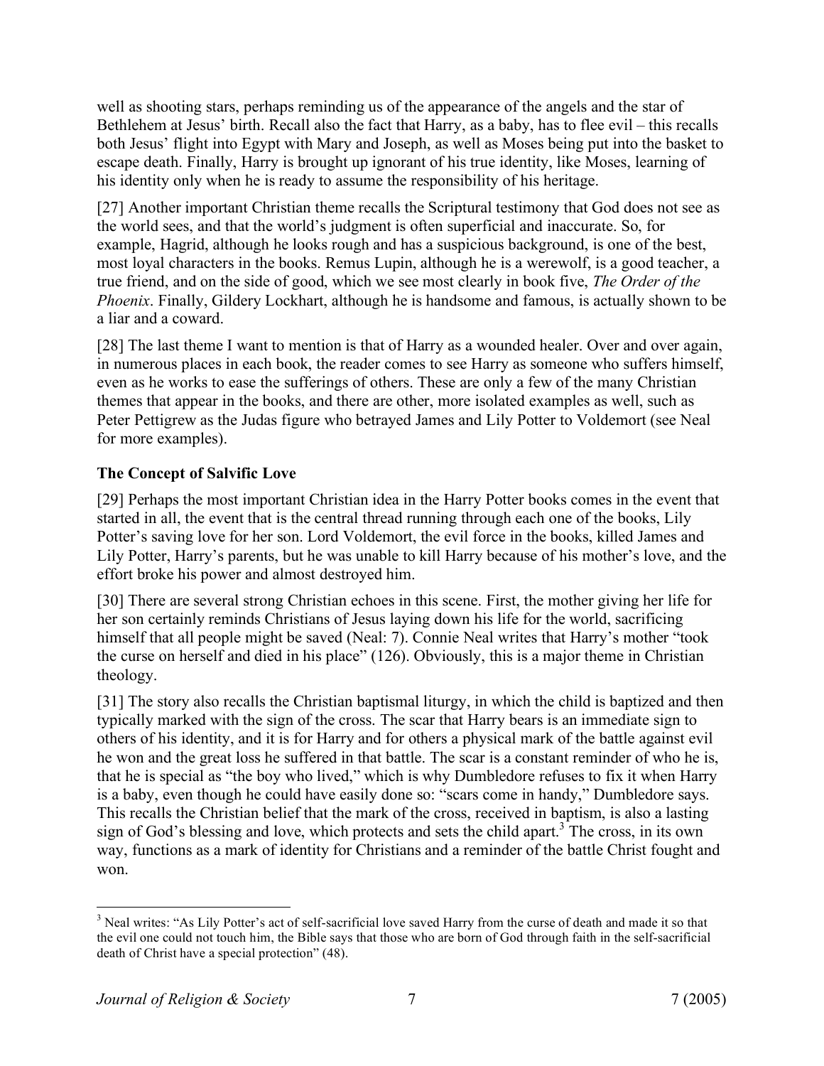well as shooting stars, perhaps reminding us of the appearance of the angels and the star of Bethlehem at Jesus' birth. Recall also the fact that Harry, as a baby, has to flee evil – this recalls both Jesus' flight into Egypt with Mary and Joseph, as well as Moses being put into the basket to escape death. Finally, Harry is brought up ignorant of his true identity, like Moses, learning of his identity only when he is ready to assume the responsibility of his heritage.

[27] Another important Christian theme recalls the Scriptural testimony that God does not see as the world sees, and that the world's judgment is often superficial and inaccurate. So, for example, Hagrid, although he looks rough and has a suspicious background, is one of the best, most loyal characters in the books. Remus Lupin, although he is a werewolf, is a good teacher, a true friend, and on the side of good, which we see most clearly in book five, *The Order of the Phoenix*. Finally, Gildery Lockhart, although he is handsome and famous, is actually shown to be a liar and a coward.

[28] The last theme I want to mention is that of Harry as a wounded healer. Over and over again, in numerous places in each book, the reader comes to see Harry as someone who suffers himself, even as he works to ease the sufferings of others. These are only a few of the many Christian themes that appear in the books, and there are other, more isolated examples as well, such as Peter Pettigrew as the Judas figure who betrayed James and Lily Potter to Voldemort (see Neal for more examples).

### The Concept of Salvific Love

[29] Perhaps the most important Christian idea in the Harry Potter books comes in the event that started in all, the event that is the central thread running through each one of the books, Lily Potter's saving love for her son. Lord Voldemort, the evil force in the books, killed James and Lily Potter, Harry's parents, but he was unable to kill Harry because of his mother's love, and the effort broke his power and almost destroyed him.

[30] There are several strong Christian echoes in this scene. First, the mother giving her life for her son certainly reminds Christians of Jesus laying down his life for the world, sacrificing himself that all people might be saved (Neal: 7). Connie Neal writes that Harry's mother "took the curse on herself and died in his place" (126). Obviously, this is a major theme in Christian theology.

[31] The story also recalls the Christian baptismal liturgy, in which the child is baptized and then typically marked with the sign of the cross. The scar that Harry bears is an immediate sign to others of his identity, and it is for Harry and for others a physical mark of the battle against evil he won and the great loss he suffered in that battle. The scar is a constant reminder of who he is, that he is special as "the boy who lived," which is why Dumbledore refuses to fix it when Harry is a baby, even though he could have easily done so: "scars come in handy," Dumbledore says. This recalls the Christian belief that the mark of the cross, received in baptism, is also a lasting sign of God's blessing and love, which protects and sets the child apart.[3] The cross, in its own way, functions as a mark of identity for Christians and a reminder of the battle Christ fought and won.

---

[3] Neal writes: "As Lily Potter's act of self-sacrificial love saved Harry from the curse of death and made it so that the evil one could not touch him, the Bible says that those who are born of God through faith in the self-sacrificial death of Christ have a special protection" (48).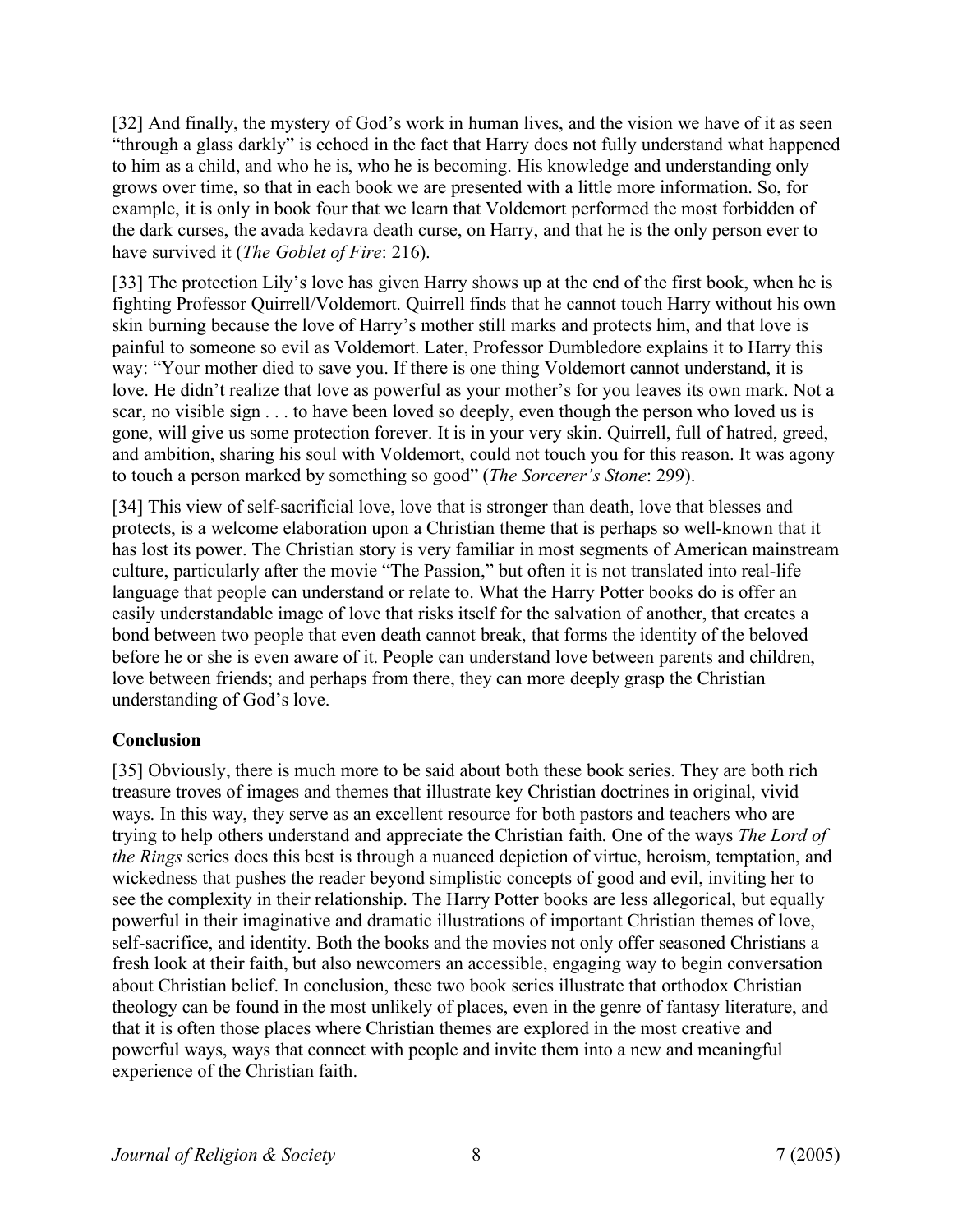[32] And finally, the mystery of God's work in human lives, and the vision we have of it as seen "through a glass darkly" is echoed in the fact that Harry does not fully understand what happened to him as a child, and who he is, who he is becoming. His knowledge and understanding only grows over time, so that in each book we are presented with a little more information. So, for example, it is only in book four that we learn that Voldemort performed the most forbidden of the dark curses, the avada kedavra death curse, on Harry, and that he is the only person ever to have survived it (*The Goblet of Fire*: 216).

[33] The protection Lily's love has given Harry shows up at the end of the first book, when he is fighting Professor Quirrell/Voldemort. Quirrell finds that he cannot touch Harry without his own skin burning because the love of Harry's mother still marks and protects him, and that love is painful to someone so evil as Voldemort. Later, Professor Dumbledore explains it to Harry this way: "Your mother died to save you. If there is one thing Voldemort cannot understand, it is love. He didn't realize that love as powerful as your mother's for you leaves its own mark. Not a scar, no visible sign . . . to have been loved so deeply, even though the person who loved us is gone, will give us some protection forever. It is in your very skin. Quirrell, full of hatred, greed, and ambition, sharing his soul with Voldemort, could not touch you for this reason. It was agony to touch a person marked by something so good" (*The Sorcerer's Stone*: 299).

[34] This view of self-sacrificial love, love that is stronger than death, love that blesses and protects, is a welcome elaboration upon a Christian theme that is perhaps so well-known that it has lost its power. The Christian story is very familiar in most segments of American mainstream culture, particularly after the movie "The Passion," but often it is not translated into real-life language that people can understand or relate to. What the Harry Potter books do is offer an easily understandable image of love that risks itself for the salvation of another, that creates a bond between two people that even death cannot break, that forms the identity of the beloved before he or she is even aware of it. People can understand love between parents and children, love between friends; and perhaps from there, they can more deeply grasp the Christian understanding of God's love.

**Conclusion**

[35] Obviously, there is much more to be said about both these book series. They are both rich treasure troves of images and themes that illustrate key Christian doctrines in original, vivid ways. In this way, they serve as an excellent resource for both pastors and teachers who are trying to help others understand and appreciate the Christian faith. One of the ways *The Lord of the Rings* series does this best is through a nuanced depiction of virtue, heroism, temptation, and wickedness that pushes the reader beyond simplistic concepts of good and evil, inviting her to see the complexity in their relationship. The Harry Potter books are less allegorical, but equally powerful in their imaginative and dramatic illustrations of important Christian themes of love, self-sacrifice, and identity. Both the books and the movies not only offer seasoned Christians a fresh look at their faith, but also newcomers an accessible, engaging way to begin conversation about Christian belief. In conclusion, these two book series illustrate that orthodox Christian theology can be found in the most unlikely of places, even in the genre of fantasy literature, and that it is often those places where Christian themes are explored in the most creative and powerful ways, ways that connect with people and invite them into a new and meaningful experience of the Christian faith.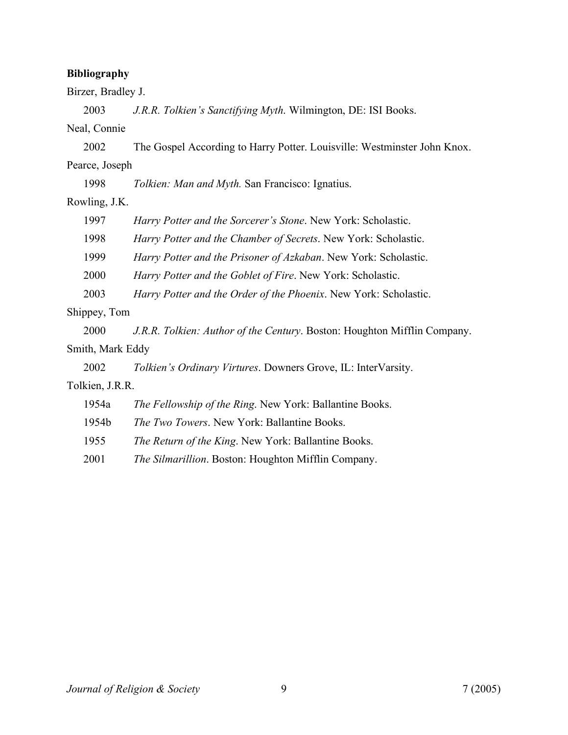**Bibliography**

Birzer, Bradley J.

2003 *J.R.R. Tolkien's Sanctifying Myth*. Wilmington, DE: ISI Books.

Neal, Connie

2002 The Gospel According to Harry Potter. Louisville: Westminster John Knox.

Pearce, Joseph

1998 *Tolkien: Man and Myth.* San Francisco: Ignatius.

Rowling, J.K.

1997 *Harry Potter and the Sorcerer's Stone*. New York: Scholastic.

1998 *Harry Potter and the Chamber of Secrets*. New York: Scholastic.

1999 *Harry Potter and the Prisoner of Azkaban*. New York: Scholastic.

2000 *Harry Potter and the Goblet of Fire*. New York: Scholastic.

2003 *Harry Potter and the Order of the Phoenix*. New York: Scholastic.

Shippey, Tom

2000 *J.R.R. Tolkien: Author of the Century*. Boston: Houghton Mifflin Company.

Smith, Mark Eddy

2002 *Tolkien's Ordinary Virtures*. Downers Grove, IL: InterVarsity.

Tolkien, J.R.R.

1954a *The Fellowship of the Ring*. New York: Ballantine Books.

1954b *The Two Towers*. New York: Ballantine Books.

1955 *The Return of the King*. New York: Ballantine Books.

2001 *The Silmarillion*. Boston: Houghton Mifflin Company.